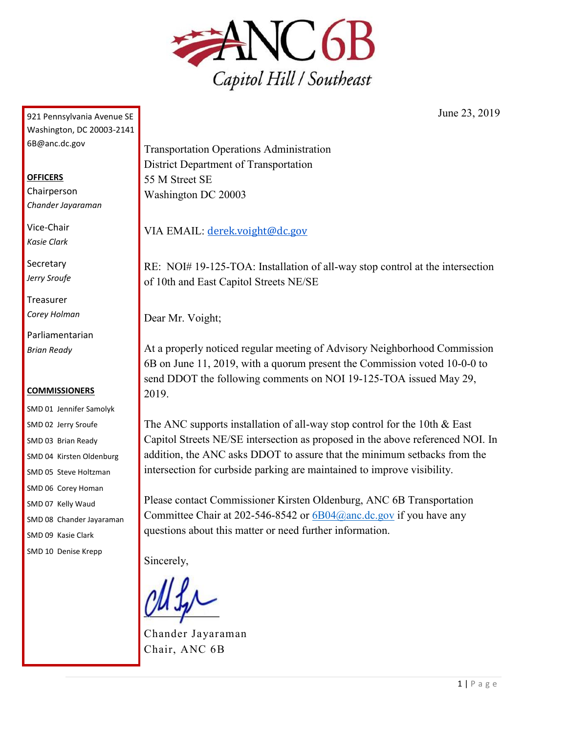# ANC 6B

*Capitol Hill / Southeast*

921 Pennsylvania Avenue SE
Washington, DC 20003-2141
6B@anc.dc.gov

**OFFICERS**

Chairperson
*Chander Jayaraman*

Vice-Chair
*Kasie Clark*

Secretary
*Jerry Sroufe*

Treasurer
*Corey Holman*

Parliamentarian
*Brian Ready*

**COMMISSIONERS**

SMD 01 Jennifer Samolyk
SMD 02 Jerry Sroufe
SMD 03 Brian Ready
SMD 04 Kirsten Oldenburg
SMD 05 Steve Holtzman
SMD 06 Corey Homan
SMD 07 Kelly Waud
SMD 08 Chander Jayaraman
SMD 09 Kasie Clark
SMD 10 Denise Krepp

June 23, 2019

Transportation Operations Administration
District Department of Transportation
55 M Street SE
Washington DC 20003

VIA EMAIL: derek.voight@dc.gov

RE: NOI# 19-125-TOA: Installation of all-way stop control at the intersection of 10th and East Capitol Streets NE/SE

Dear Mr. Voight;

At a properly noticed regular meeting of Advisory Neighborhood Commission 6B on June 11, 2019, with a quorum present the Commission voted 10-0-0 to send DDOT the following comments on NOI 19-125-TOA issued May 29, 2019.

The ANC supports installation of all-way stop control for the 10th & East Capitol Streets NE/SE intersection as proposed in the above referenced NOI. In addition, the ANC asks DDOT to assure that the minimum setbacks from the intersection for curbside parking are maintained to improve visibility.

Please contact Commissioner Kirsten Oldenburg, ANC 6B Transportation Committee Chair at 202-546-8542 or 6B04@anc.dc.gov if you have any questions about this matter or need further information.

Sincerely,

Chander Jayaraman
Chair, ANC 6B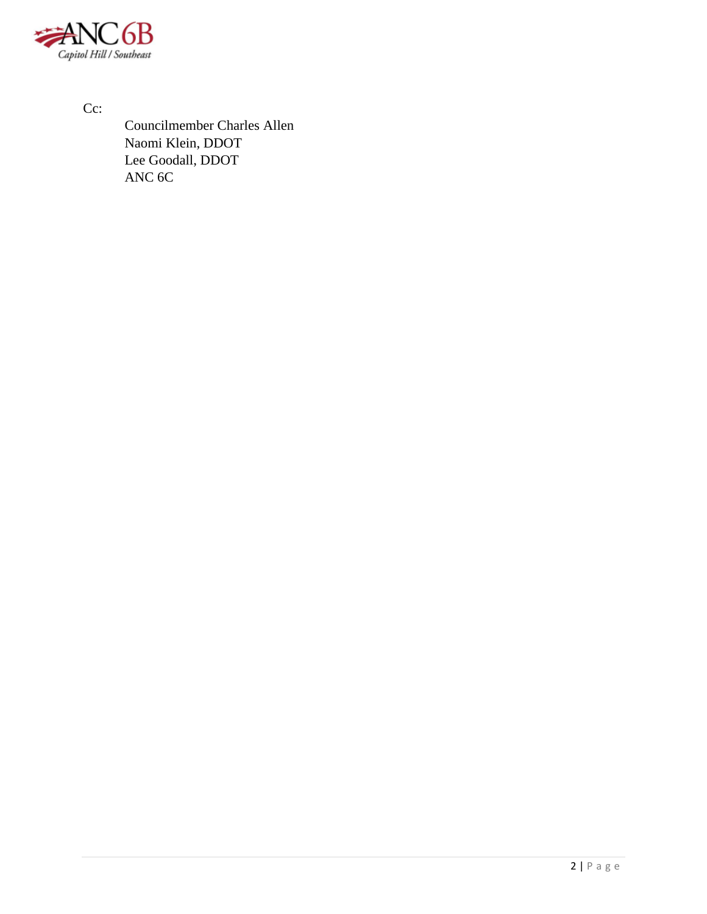Cc:

Councilmember Charles Allen
Naomi Klein, DDOT
Lee Goodall, DDOT
ANC 6C